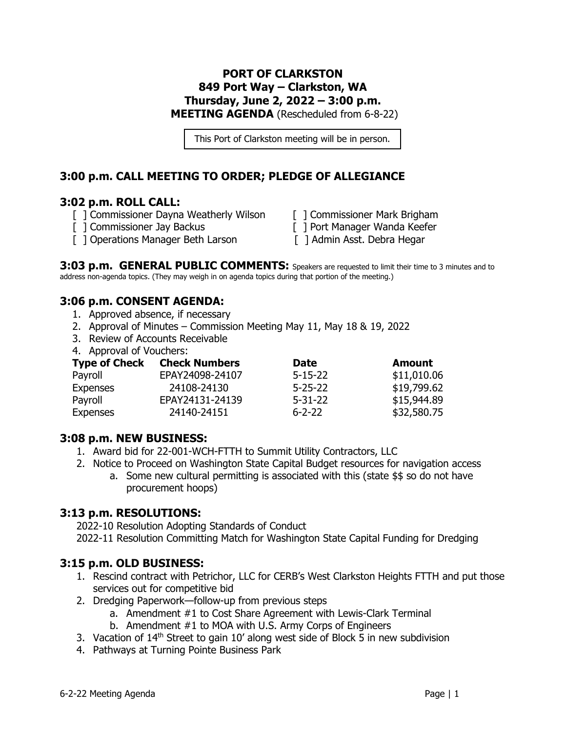# PORT OF CLARKSTON
# 849 Port Way – Clarkston, WA
# Thursday, June 2, 2022 – 3:00 p.m.
**MEETING AGENDA** (Rescheduled from 6-8-22)

This Port of Clarkston meeting will be in person.

## 3:00 p.m. CALL MEETING TO ORDER; PLEDGE OF ALLEGIANCE

## 3:02 p.m. ROLL CALL:

- [ ] Commissioner Dayna Weatherly Wilson
- [ ] Commissioner Mark Brigham
- [ ] Commissioner Jay Backus
- [ ] Port Manager Wanda Keefer
- [ ] Operations Manager Beth Larson
- [ ] Admin Asst. Debra Hegar

## 3:03 p.m. GENERAL PUBLIC COMMENTS:

Speakers are requested to limit their time to 3 minutes and to address non-agenda topics. (They may weigh in on agenda topics during that portion of the meeting.)

## 3:06 p.m. CONSENT AGENDA:

1. Approved absence, if necessary
2. Approval of Minutes – Commission Meeting May 11, May 18 & 19, 2022
3. Review of Accounts Receivable
4. Approval of Vouchers:

| Type of Check | Check Numbers | Date | Amount |
|---|---|---|---|
| Payroll | EPAY24098-24107 | 5-15-22 | $11,010.06 |
| Expenses | 24108-24130 | 5-25-22 | $19,799.62 |
| Payroll | EPAY24131-24139 | 5-31-22 | $15,944.89 |
| Expenses | 24140-24151 | 6-2-22 | $32,580.75 |

## 3:08 p.m. NEW BUSINESS:

1. Award bid for 22-001-WCH-FTTH to Summit Utility Contractors, LLC
2. Notice to Proceed on Washington State Capital Budget resources for navigation access
   a. Some new cultural permitting is associated with this (state $$ so do not have procurement hoops)

## 3:13 p.m. RESOLUTIONS:

2022-10 Resolution Adopting Standards of Conduct
2022-11 Resolution Committing Match for Washington State Capital Funding for Dredging

## 3:15 p.m. OLD BUSINESS:

1. Rescind contract with Petrichor, LLC for CERB's West Clarkston Heights FTTH and put those services out for competitive bid
2. Dredging Paperwork—follow-up from previous steps
   a. Amendment #1 to Cost Share Agreement with Lewis-Clark Terminal
   b. Amendment #1 to MOA with U.S. Army Corps of Engineers
3. Vacation of 14th Street to gain 10' along west side of Block 5 in new subdivision
4. Pathways at Turning Pointe Business Park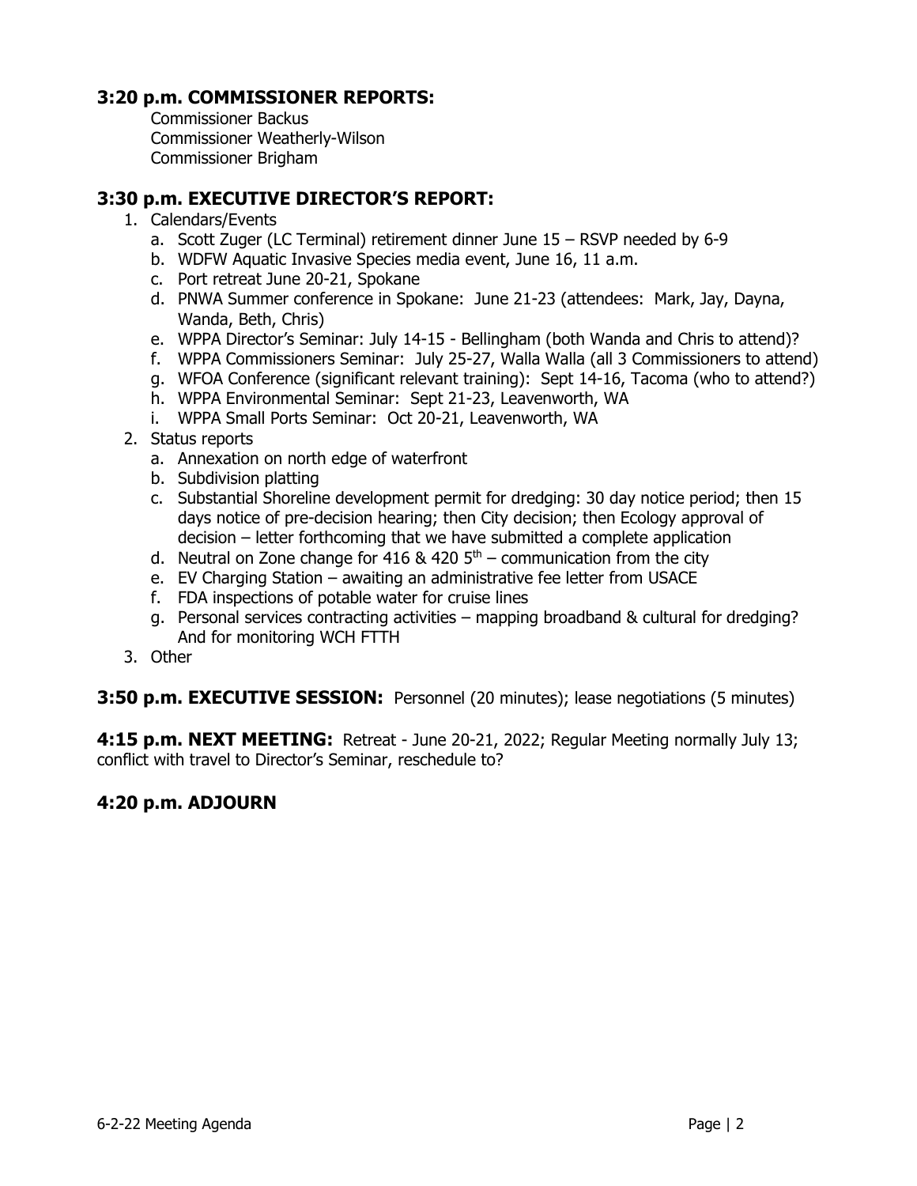## 3:20 p.m. COMMISSIONER REPORTS:

Commissioner Backus
Commissioner Weatherly-Wilson
Commissioner Brigham

## 3:30 p.m. EXECUTIVE DIRECTOR'S REPORT:

1. Calendars/Events
   a. Scott Zuger (LC Terminal) retirement dinner June 15 – RSVP needed by 6-9
   b. WDFW Aquatic Invasive Species media event, June 16, 11 a.m.
   c. Port retreat June 20-21, Spokane
   d. PNWA Summer conference in Spokane: June 21-23 (attendees: Mark, Jay, Dayna, Wanda, Beth, Chris)
   e. WPPA Director's Seminar: July 14-15 - Bellingham (both Wanda and Chris to attend)?
   f. WPPA Commissioners Seminar: July 25-27, Walla Walla (all 3 Commissioners to attend)
   g. WFOA Conference (significant relevant training): Sept 14-16, Tacoma (who to attend?)
   h. WPPA Environmental Seminar: Sept 21-23, Leavenworth, WA
   i. WPPA Small Ports Seminar: Oct 20-21, Leavenworth, WA
2. Status reports
   a. Annexation on north edge of waterfront
   b. Subdivision platting
   c. Substantial Shoreline development permit for dredging: 30 day notice period; then 15 days notice of pre-decision hearing; then City decision; then Ecology approval of decision – letter forthcoming that we have submitted a complete application
   d. Neutral on Zone change for 416 & 420 5th – communication from the city
   e. EV Charging Station – awaiting an administrative fee letter from USACE
   f. FDA inspections of potable water for cruise lines
   g. Personal services contracting activities – mapping broadband & cultural for dredging? And for monitoring WCH FTTH
3. Other

**3:50 p.m. EXECUTIVE SESSION:** Personnel (20 minutes); lease negotiations (5 minutes)

**4:15 p.m. NEXT MEETING:** Retreat - June 20-21, 2022; Regular Meeting normally July 13; conflict with travel to Director's Seminar, reschedule to?

## 4:20 p.m. ADJOURN